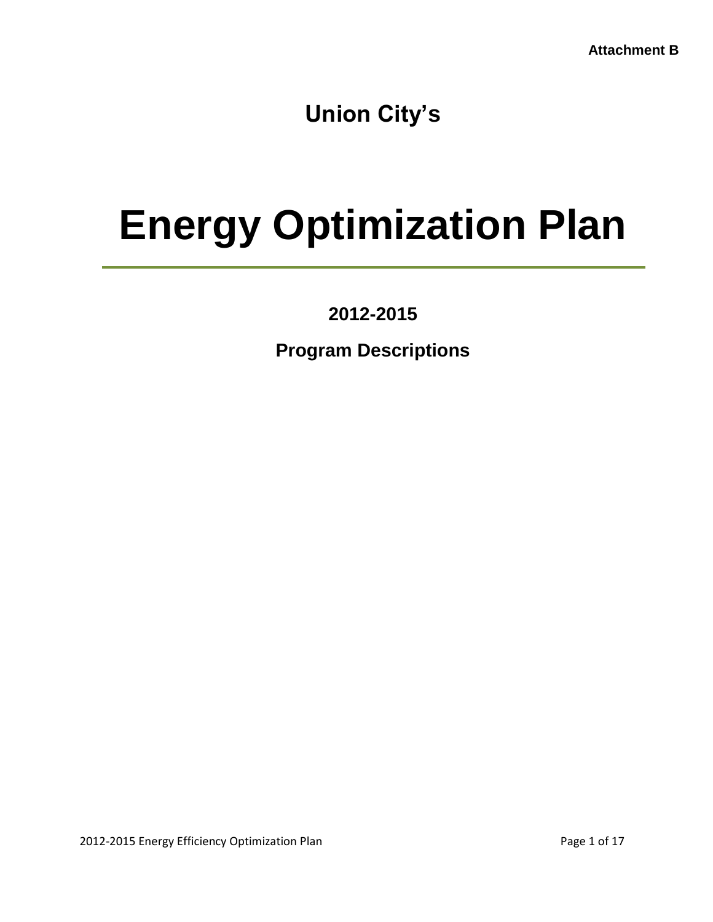**Attachment B**

## Union City's

# Energy Optimization Plan

---

### 2012-2015

### Program Descriptions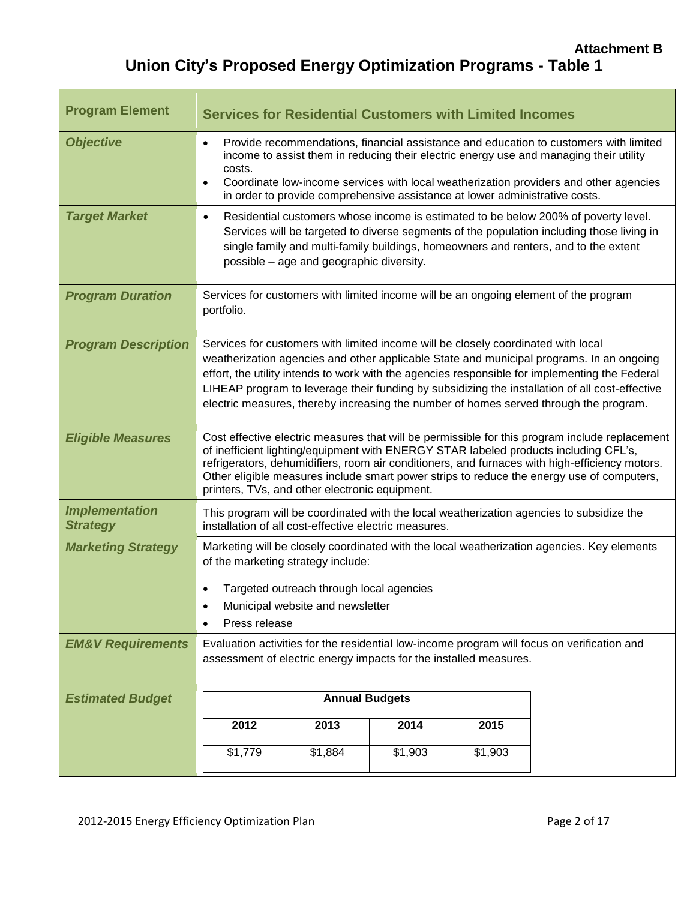**Attachment B**

# Union City's Proposed Energy Optimization Programs - Table 1

| Program Element | Services for Residential Customers with Limited Incomes |
|---|---|
| ***Objective*** | • Provide recommendations, financial assistance and education to customers with limited income to assist them in reducing their electric energy use and managing their utility costs.<br>• Coordinate low-income services with local weatherization providers and other agencies in order to provide comprehensive assistance at lower administrative costs. |
| ***Target Market*** | • Residential customers whose income is estimated to be below 200% of poverty level. Services will be targeted to diverse segments of the population including those living in single family and multi-family buildings, homeowners and renters, and to the extent possible – age and geographic diversity. |
| ***Program Duration*** | Services for customers with limited income will be an ongoing element of the program portfolio. |
| ***Program Description*** | Services for customers with limited income will be closely coordinated with local weatherization agencies and other applicable State and municipal programs. In an ongoing effort, the utility intends to work with the agencies responsible for implementing the Federal LIHEAP program to leverage their funding by subsidizing the installation of all cost-effective electric measures, thereby increasing the number of homes served through the program. |
| ***Eligible Measures*** | Cost effective electric measures that will be permissible for this program include replacement of inefficient lighting/equipment with ENERGY STAR labeled products including CFL's, refrigerators, dehumidifiers, room air conditioners, and furnaces with high-efficiency motors. Other eligible measures include smart power strips to reduce the energy use of computers, printers, TVs, and other electronic equipment. |
| ***Implementation Strategy*** | This program will be coordinated with the local weatherization agencies to subsidize the installation of all cost-effective electric measures. |
| ***Marketing Strategy*** | Marketing will be closely coordinated with the local weatherization agencies. Key elements of the marketing strategy include:<br>• Targeted outreach through local agencies<br>• Municipal website and newsletter<br>• Press release |
| ***EM&V Requirements*** | Evaluation activities for the residential low-income program will focus on verification and assessment of electric energy impacts for the installed measures. |
| ***Estimated Budget*** | **Annual Budgets**<br>**2012**: \$1,779<br>**2013**: \$1,884<br>**2014**: \$1,903<br>**2015**: \$1,903 |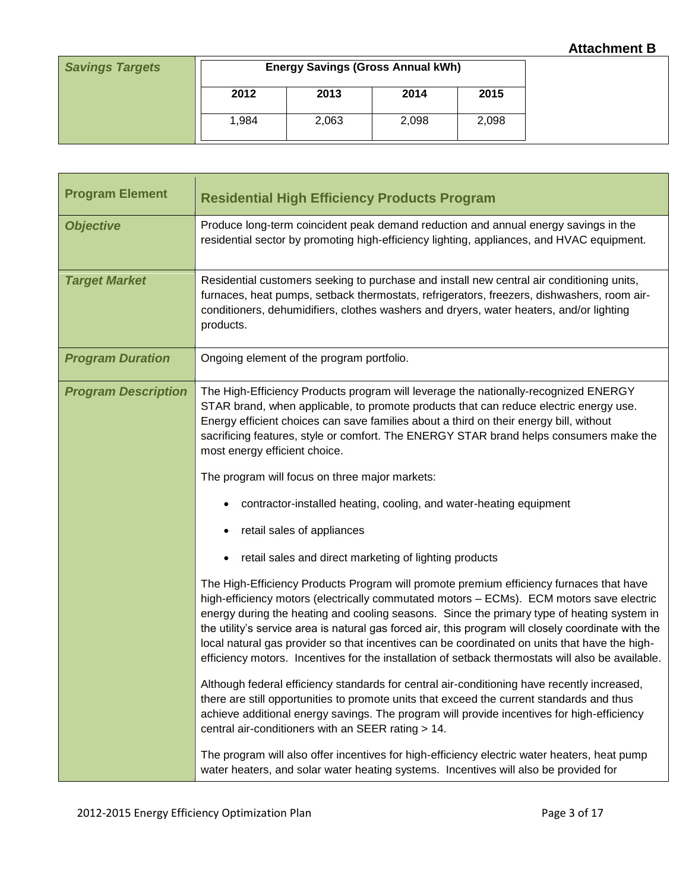**Attachment B**

| *Savings Targets* | Energy Savings (Gross Annual kWh) | | | |
|---|---|---|---|---|
| | 2012 | 2013 | 2014 | 2015 |
| | 1,984 | 2,063 | 2,098 | 2,098 |

| Program Element | Residential High Efficiency Products Program |
|---|---|
| ***Objective*** | Produce long-term coincident peak demand reduction and annual energy savings in the residential sector by promoting high-efficiency lighting, appliances, and HVAC equipment. |
| ***Target Market*** | Residential customers seeking to purchase and install new central air conditioning units, furnaces, heat pumps, setback thermostats, refrigerators, freezers, dishwashers, room air-conditioners, dehumidifiers, clothes washers and dryers, water heaters, and/or lighting products. |
| ***Program Duration*** | Ongoing element of the program portfolio. |
| ***Program Description*** | The High-Efficiency Products program will leverage the nationally-recognized ENERGY STAR brand, when applicable, to promote products that can reduce electric energy use. Energy efficient choices can save families about a third on their energy bill, without sacrificing features, style or comfort. The ENERGY STAR brand helps consumers make the most energy efficient choice.<br><br>The program will focus on three major markets:<br>• contractor-installed heating, cooling, and water-heating equipment<br>• retail sales of appliances<br>• retail sales and direct marketing of lighting products<br><br>The High-Efficiency Products Program will promote premium efficiency furnaces that have high-efficiency motors (electrically commutated motors – ECMs). ECM motors save electric energy during the heating and cooling seasons. Since the primary type of heating system in the utility's service area is natural gas forced air, this program will closely coordinate with the local natural gas provider so that incentives can be coordinated on units that have the high-efficiency motors. Incentives for the installation of setback thermostats will also be available.<br><br>Although federal efficiency standards for central air-conditioning have recently increased, there are still opportunities to promote units that exceed the current standards and thus achieve additional energy savings. The program will provide incentives for high-efficiency central air-conditioners with an SEER rating > 14.<br><br>The program will also offer incentives for high-efficiency electric water heaters, heat pump water heaters, and solar water heating systems. Incentives will also be provided for |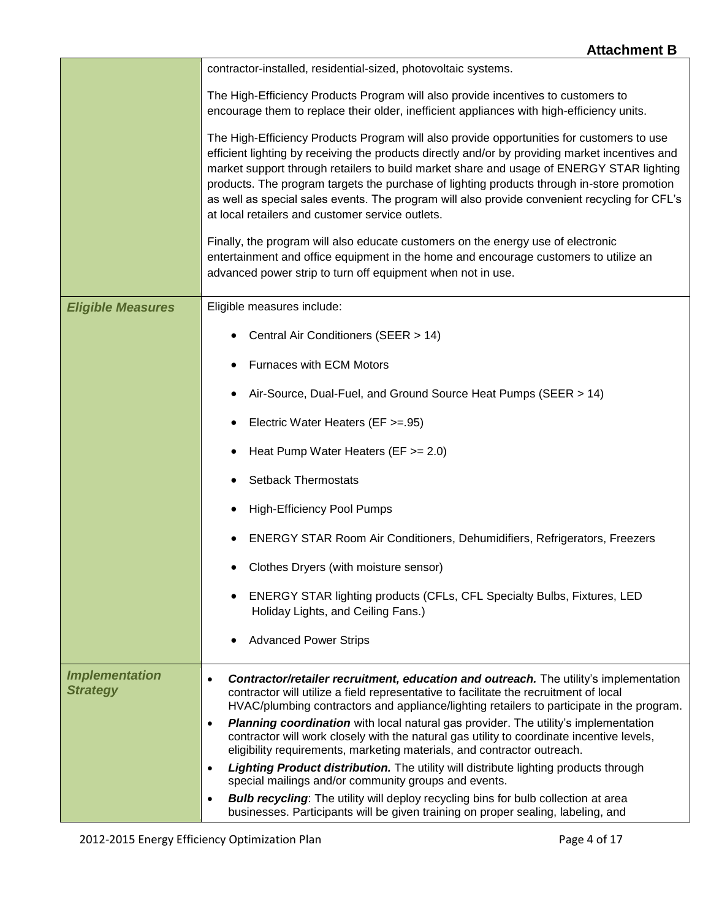**Attachment B**

| | |
|---|---|
| | contractor-installed, residential-sized, photovoltaic systems.<br><br>The High-Efficiency Products Program will also provide incentives to customers to encourage them to replace their older, inefficient appliances with high-efficiency units.<br><br>The High-Efficiency Products Program will also provide opportunities for customers to use efficient lighting by receiving the products directly and/or by providing market incentives and market support through retailers to build market share and usage of ENERGY STAR lighting products. The program targets the purchase of lighting products through in-store promotion as well as special sales events. The program will also provide convenient recycling for CFL's at local retailers and customer service outlets.<br><br>Finally, the program will also educate customers on the energy use of electronic entertainment and office equipment in the home and encourage customers to utilize an advanced power strip to turn off equipment when not in use. |
| ***Eligible Measures*** | Eligible measures include:<br><br>• Central Air Conditioners (SEER > 14)<br>• Furnaces with ECM Motors<br>• Air-Source, Dual-Fuel, and Ground Source Heat Pumps (SEER > 14)<br>• Electric Water Heaters (EF >=.95)<br>• Heat Pump Water Heaters (EF >= 2.0)<br>• Setback Thermostats<br>• High-Efficiency Pool Pumps<br>• ENERGY STAR Room Air Conditioners, Dehumidifiers, Refrigerators, Freezers<br>• Clothes Dryers (with moisture sensor)<br>• ENERGY STAR lighting products (CFLs, CFL Specialty Bulbs, Fixtures, LED Holiday Lights, and Ceiling Fans.)<br>• Advanced Power Strips |
| ***Implementation Strategy*** | • ***Contractor/retailer recruitment, education and outreach.*** The utility's implementation contractor will utilize a field representative to facilitate the recruitment of local HVAC/plumbing contractors and appliance/lighting retailers to participate in the program.<br>• ***Planning coordination*** with local natural gas provider. The utility's implementation contractor will work closely with the natural gas utility to coordinate incentive levels, eligibility requirements, marketing materials, and contractor outreach.<br>• ***Lighting Product distribution.*** The utility will distribute lighting products through special mailings and/or community groups and events.<br>• ***Bulb recycling***: The utility will deploy recycling bins for bulb collection at area businesses. Participants will be given training on proper sealing, labeling, and |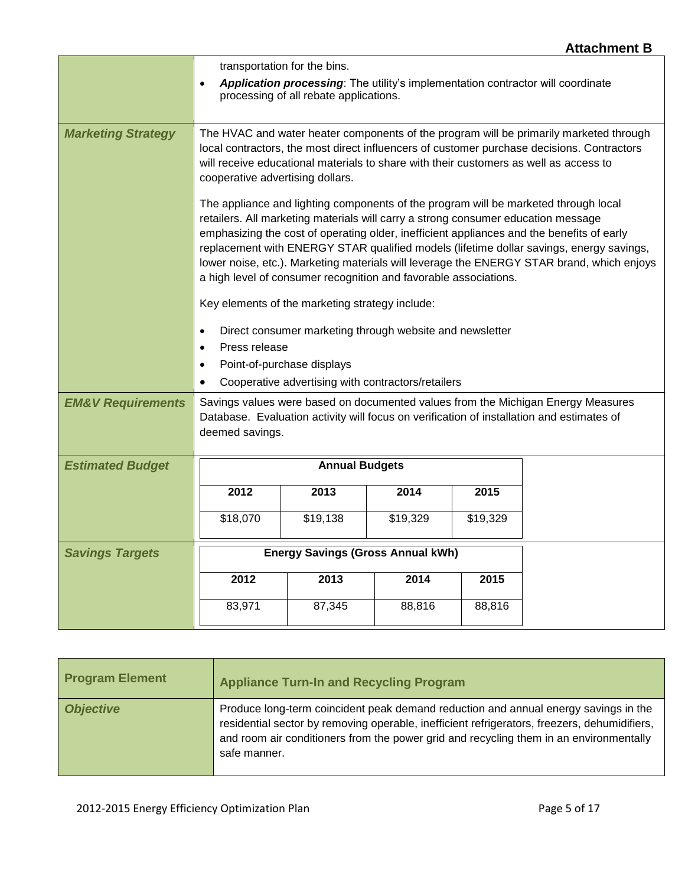**Attachment B**

| | |
|---|---|
| | transportation for the bins.<br>• ***Application processing***: The utility's implementation contractor will coordinate processing of all rebate applications. |
| ***Marketing Strategy*** | The HVAC and water heater components of the program will be primarily marketed through local contractors, the most direct influencers of customer purchase decisions. Contractors will receive educational materials to share with their customers as well as access to cooperative advertising dollars.<br><br>The appliance and lighting components of the program will be marketed through local retailers. All marketing materials will carry a strong consumer education message emphasizing the cost of operating older, inefficient appliances and the benefits of early replacement with ENERGY STAR qualified models (lifetime dollar savings, energy savings, lower noise, etc.). Marketing materials will leverage the ENERGY STAR brand, which enjoys a high level of consumer recognition and favorable associations.<br><br>Key elements of the marketing strategy include:<br>• Direct consumer marketing through website and newsletter<br>• Press release<br>• Point-of-purchase displays<br>• Cooperative advertising with contractors/retailers |
| ***EM&V Requirements*** | Savings values were based on documented values from the Michigan Energy Measures Database. Evaluation activity will focus on verification of installation and estimates of deemed savings. |
| ***Estimated Budget*** | **Annual Budgets**<br>**2012**: $18,070; **2013**: $19,138; **2014**: $19,329; **2015**: $19,329 |
| ***Savings Targets*** | **Energy Savings (Gross Annual kWh)**<br>**2012**: 83,971; **2013**: 87,345; **2014**: 88,816; **2015**: 88,816 |

**Estimated Budget – Annual Budgets**

| 2012 | 2013 | 2014 | 2015 |
|---|---|---|---|
| $18,070 | $19,138 | $19,329 | $19,329 |

**Savings Targets – Energy Savings (Gross Annual kWh)**

| 2012 | 2013 | 2014 | 2015 |
|---|---|---|---|
| 83,971 | 87,345 | 88,816 | 88,816 |

| **Program Element** | **Appliance Turn-In and Recycling Program** |
|---|---|
| ***Objective*** | Produce long-term coincident peak demand reduction and annual energy savings in the residential sector by removing operable, inefficient refrigerators, freezers, dehumidifiers, and room air conditioners from the power grid and recycling them in an environmentally safe manner. |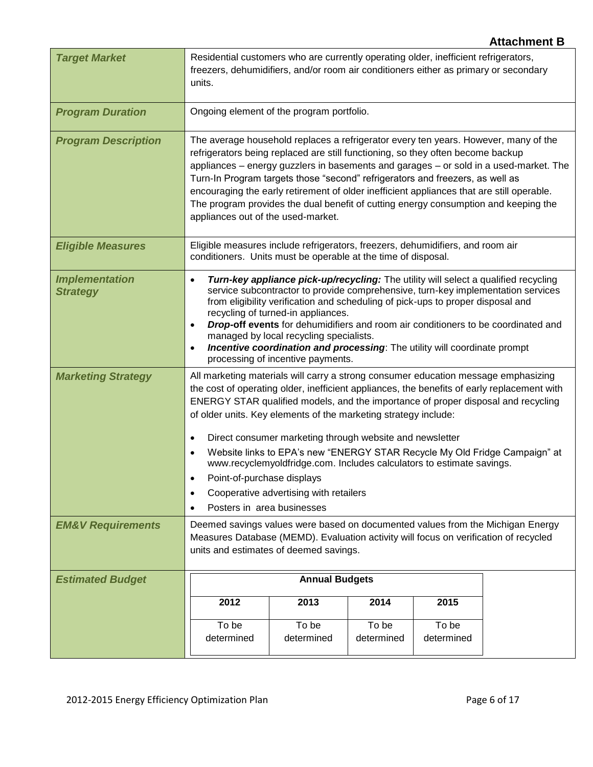**Attachment B**

| | |
|---|---|
| ***Target Market*** | Residential customers who are currently operating older, inefficient refrigerators, freezers, dehumidifiers, and/or room air conditioners either as primary or secondary units. |
| ***Program Duration*** | Ongoing element of the program portfolio. |
| ***Program Description*** | The average household replaces a refrigerator every ten years. However, many of the refrigerators being replaced are still functioning, so they often become backup appliances – energy guzzlers in basements and garages – or sold in a used-market. The Turn-In Program targets those "second" refrigerators and freezers, as well as encouraging the early retirement of older inefficient appliances that are still operable. The program provides the dual benefit of cutting energy consumption and keeping the appliances out of the used-market. |
| ***Eligible Measures*** | Eligible measures include refrigerators, freezers, dehumidifiers, and room air conditioners. Units must be operable at the time of disposal. |
| ***Implementation Strategy*** | • ***Turn-key appliance pick-up/recycling:*** The utility will select a qualified recycling service subcontractor to provide comprehensive, turn-key implementation services from eligibility verification and scheduling of pick-ups to proper disposal and recycling of turned-in appliances.<br>• ***Drop*-off events** for dehumidifiers and room air conditioners to be coordinated and managed by local recycling specialists.<br>• ***Incentive coordination and processing***: The utility will coordinate prompt processing of incentive payments. |
| ***Marketing Strategy*** | All marketing materials will carry a strong consumer education message emphasizing the cost of operating older, inefficient appliances, the benefits of early replacement with ENERGY STAR qualified models, and the importance of proper disposal and recycling of older units. Key elements of the marketing strategy include:<br>• Direct consumer marketing through website and newsletter<br>• Website links to EPA's new "ENERGY STAR Recycle My Old Fridge Campaign" at www.recyclemyoldfridge.com. Includes calculators to estimate savings.<br>• Point-of-purchase displays<br>• Cooperative advertising with retailers<br>• Posters in area businesses |
| ***EM&V Requirements*** | Deemed savings values were based on documented values from the Michigan Energy Measures Database (MEMD). Evaluation activity will focus on verification of recycled units and estimates of deemed savings. |
| ***Estimated Budget*** | See table below |

**Estimated Budget**

| Annual Budgets | | | |
|---|---|---|---|
| **2012** | **2013** | **2014** | **2015** |
| To be determined | To be determined | To be determined | To be determined |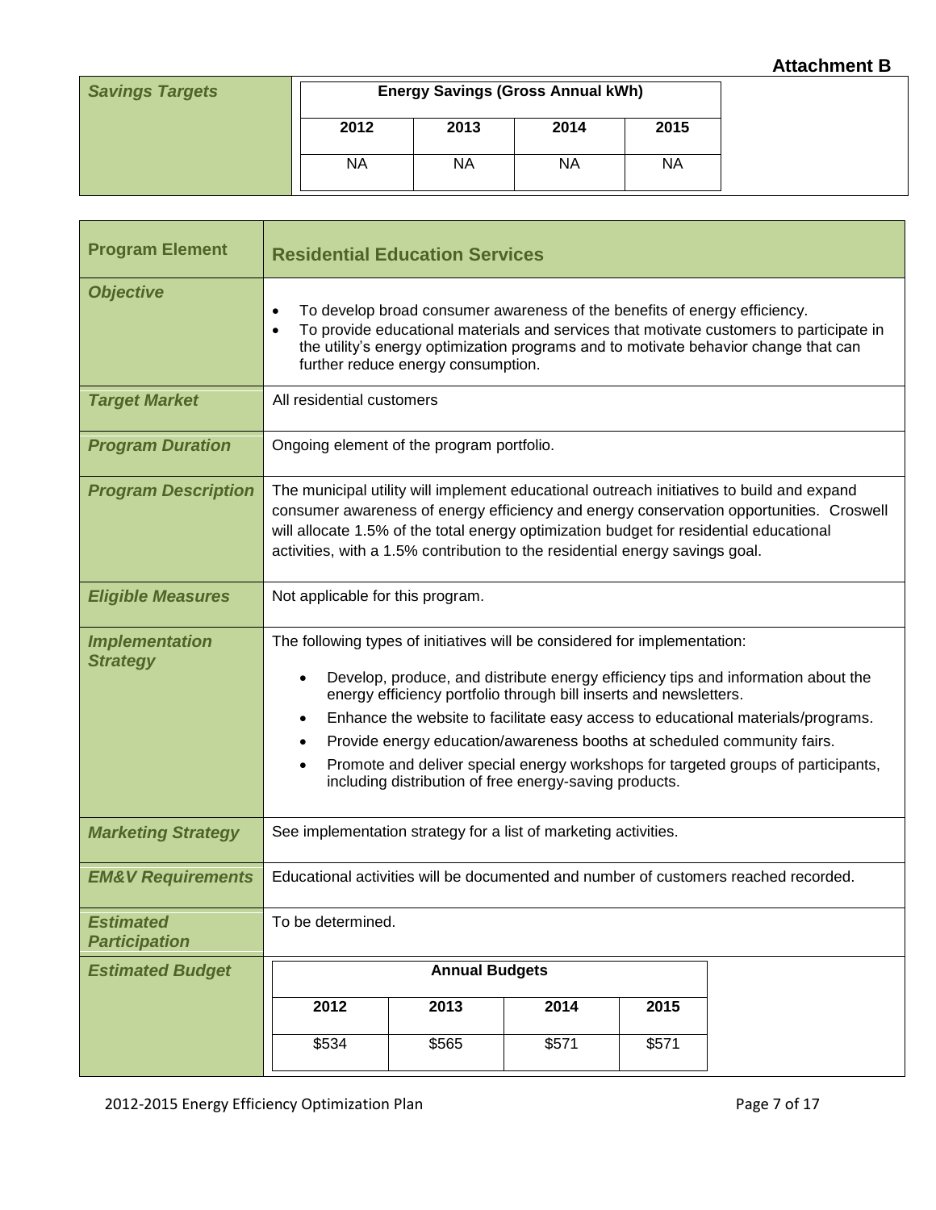**Attachment B**

| *Savings Targets* | Energy Savings (Gross Annual kWh) | | | |
|---|---|---|---|---|
| | 2012 | 2013 | 2014 | 2015 |
| | NA | NA | NA | NA |

| **Program Element** | **Residential Education Services** |
|---|---|
| ***Objective*** | • To develop broad consumer awareness of the benefits of energy efficiency.<br>• To provide educational materials and services that motivate customers to participate in the utility's energy optimization programs and to motivate behavior change that can further reduce energy consumption. |
| ***Target Market*** | All residential customers |
| ***Program Duration*** | Ongoing element of the program portfolio. |
| ***Program Description*** | The municipal utility will implement educational outreach initiatives to build and expand consumer awareness of energy efficiency and energy conservation opportunities. Croswell will allocate 1.5% of the total energy optimization budget for residential educational activities, with a 1.5% contribution to the residential energy savings goal. |
| ***Eligible Measures*** | Not applicable for this program. |
| ***Implementation Strategy*** | The following types of initiatives will be considered for implementation:<br>• Develop, produce, and distribute energy efficiency tips and information about the energy efficiency portfolio through bill inserts and newsletters.<br>• Enhance the website to facilitate easy access to educational materials/programs.<br>• Provide energy education/awareness booths at scheduled community fairs.<br>• Promote and deliver special energy workshops for targeted groups of participants, including distribution of free energy-saving products. |
| ***Marketing Strategy*** | See implementation strategy for a list of marketing activities. |
| ***EM&V Requirements*** | Educational activities will be documented and number of customers reached recorded. |
| ***Estimated Participation*** | To be determined. |

| *Estimated Budget* | Annual Budgets | | | |
|---|---|---|---|---|
| | 2012 | 2013 | 2014 | 2015 |
| | $534 | $565 | $571 | $571 |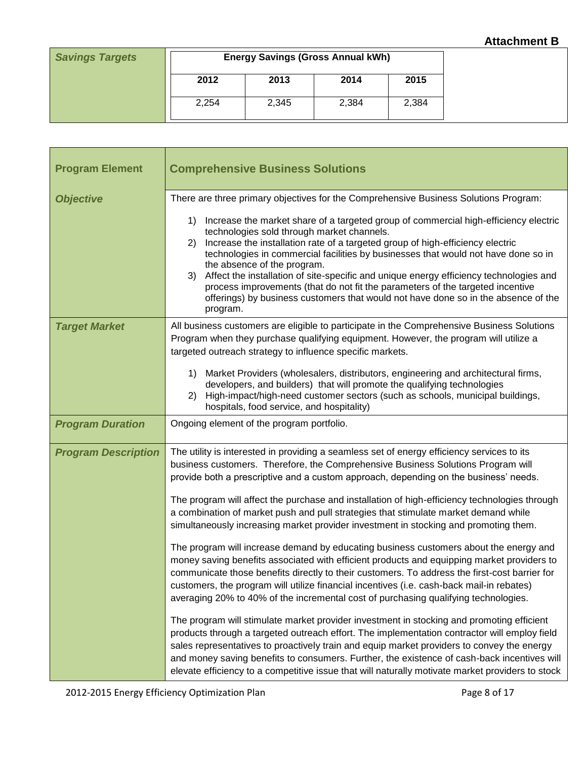**Attachment B**

| *Savings Targets* | Energy Savings (Gross Annual kWh) | | | |
|---|---|---|---|---|
| | 2012 | 2013 | 2014 | 2015 |
| | 2,254 | 2,345 | 2,384 | 2,384 |

| **Program Element** | **Comprehensive Business Solutions** |
|---|---|
| ***Objective*** | There are three primary objectives for the Comprehensive Business Solutions Program:<br><br>1) Increase the market share of a targeted group of commercial high-efficiency electric technologies sold through market channels.<br>2) Increase the installation rate of a targeted group of high-efficiency electric technologies in commercial facilities by businesses that would not have done so in the absence of the program.<br>3) Affect the installation of site-specific and unique energy efficiency technologies and process improvements (that do not fit the parameters of the targeted incentive offerings) by business customers that would not have done so in the absence of the program. |
| ***Target Market*** | All business customers are eligible to participate in the Comprehensive Business Solutions Program when they purchase qualifying equipment. However, the program will utilize a targeted outreach strategy to influence specific markets.<br><br>1) Market Providers (wholesalers, distributors, engineering and architectural firms, developers, and builders) that will promote the qualifying technologies<br>2) High-impact/high-need customer sectors (such as schools, municipal buildings, hospitals, food service, and hospitality) |
| ***Program Duration*** | Ongoing element of the program portfolio. |
| ***Program Description*** | The utility is interested in providing a seamless set of energy efficiency services to its business customers. Therefore, the Comprehensive Business Solutions Program will provide both a prescriptive and a custom approach, depending on the business' needs.<br><br>The program will affect the purchase and installation of high-efficiency technologies through a combination of market push and pull strategies that stimulate market demand while simultaneously increasing market provider investment in stocking and promoting them.<br><br>The program will increase demand by educating business customers about the energy and money saving benefits associated with efficient products and equipping market providers to communicate those benefits directly to their customers. To address the first-cost barrier for customers, the program will utilize financial incentives (i.e. cash-back mail-in rebates) averaging 20% to 40% of the incremental cost of purchasing qualifying technologies.<br><br>The program will stimulate market provider investment in stocking and promoting efficient products through a targeted outreach effort. The implementation contractor will employ field sales representatives to proactively train and equip market providers to convey the energy and money saving benefits to consumers. Further, the existence of cash-back incentives will elevate efficiency to a competitive issue that will naturally motivate market providers to stock |

2012-2015 Energy Efficiency Optimization Plan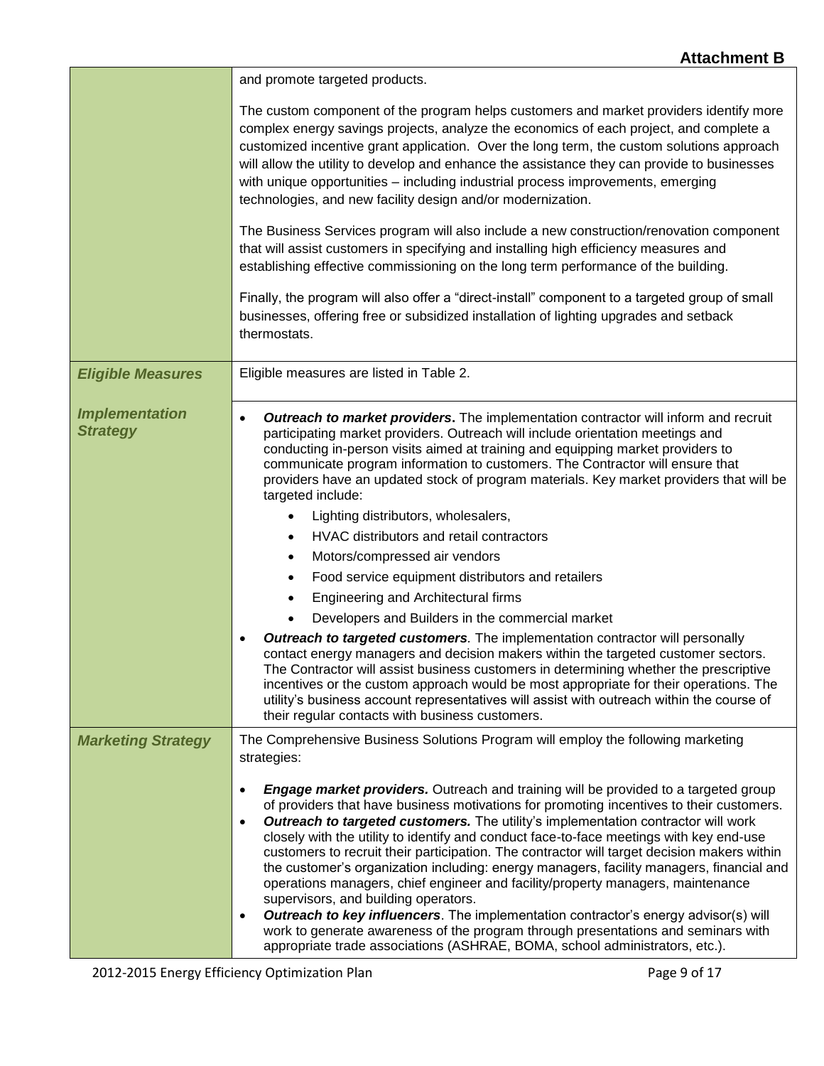| | |
|---|---|
| | and promote targeted products.<br><br>The custom component of the program helps customers and market providers identify more complex energy savings projects, analyze the economics of each project, and complete a customized incentive grant application. Over the long term, the custom solutions approach will allow the utility to develop and enhance the assistance they can provide to businesses with unique opportunities – including industrial process improvements, emerging technologies, and new facility design and/or modernization.<br><br>The Business Services program will also include a new construction/renovation component that will assist customers in specifying and installing high efficiency measures and establishing effective commissioning on the long term performance of the building.<br><br>Finally, the program will also offer a "direct-install" component to a targeted group of small businesses, offering free or subsidized installation of lighting upgrades and setback thermostats. |
| ***Eligible Measures*** | Eligible measures are listed in Table 2. |
| ***Implementation Strategy*** | • ***Outreach to market providers*****.** The implementation contractor will inform and recruit participating market providers. Outreach will include orientation meetings and conducting in-person visits aimed at training and equipping market providers to communicate program information to customers. The Contractor will ensure that providers have an updated stock of program materials. Key market providers that will be targeted include:<br>&nbsp;&nbsp;&nbsp;&nbsp;• Lighting distributors, wholesalers,<br>&nbsp;&nbsp;&nbsp;&nbsp;• HVAC distributors and retail contractors<br>&nbsp;&nbsp;&nbsp;&nbsp;• Motors/compressed air vendors<br>&nbsp;&nbsp;&nbsp;&nbsp;• Food service equipment distributors and retailers<br>&nbsp;&nbsp;&nbsp;&nbsp;• Engineering and Architectural firms<br>&nbsp;&nbsp;&nbsp;&nbsp;• Developers and Builders in the commercial market<br>• ***Outreach to targeted customers****.* The implementation contractor will personally contact energy managers and decision makers within the targeted customer sectors. The Contractor will assist business customers in determining whether the prescriptive incentives or the custom approach would be most appropriate for their operations. The utility's business account representatives will assist with outreach within the course of their regular contacts with business customers. |
| ***Marketing Strategy*** | The Comprehensive Business Solutions Program will employ the following marketing strategies:<br><br>• ***Engage market providers.*** Outreach and training will be provided to a targeted group of providers that have business motivations for promoting incentives to their customers.<br>• ***Outreach to targeted customers.*** The utility's implementation contractor will work closely with the utility to identify and conduct face-to-face meetings with key end-use customers to recruit their participation. The contractor will target decision makers within the customer's organization including: energy managers, facility managers, financial and operations managers, chief engineer and facility/property managers, maintenance supervisors, and building operators.<br>• ***Outreach to key influencers***. The implementation contractor's energy advisor(s) will work to generate awareness of the program through presentations and seminars with appropriate trade associations (ASHRAE, BOMA, school administrators, etc.). |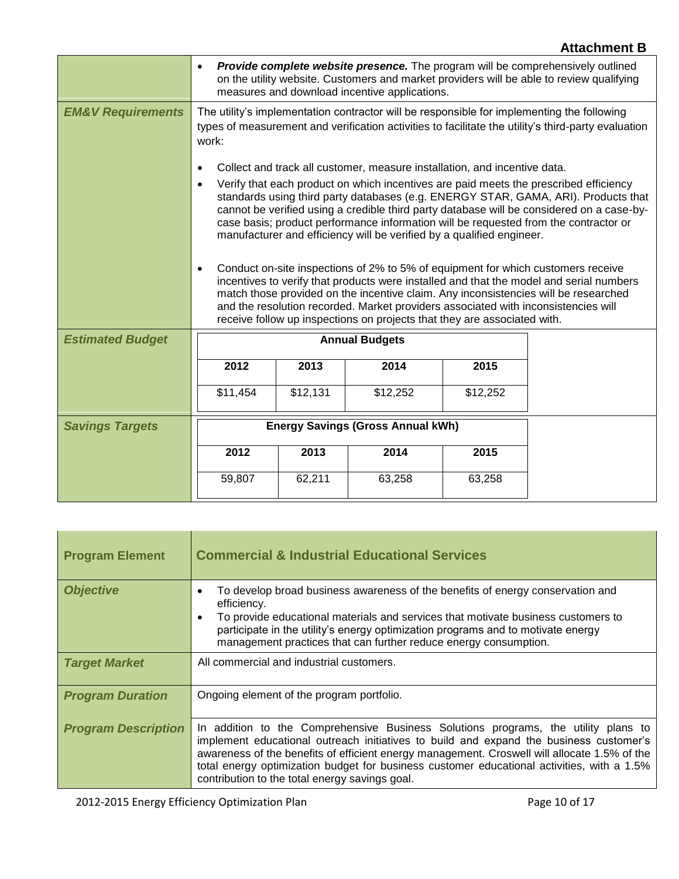**Attachment B**

| | |
|---|---|
| | • ***Provide complete website presence.*** The program will be comprehensively outlined on the utility website. Customers and market providers will be able to review qualifying measures and download incentive applications. |
| ***EM&V Requirements*** | The utility's implementation contractor will be responsible for implementing the following types of measurement and verification activities to facilitate the utility's third-party evaluation work:<br><br>• Collect and track all customer, measure installation, and incentive data.<br>• Verify that each product on which incentives are paid meets the prescribed efficiency standards using third party databases (e.g. ENERGY STAR, GAMA, ARI). Products that cannot be verified using a credible third party database will be considered on a case-by-case basis; product performance information will be requested from the contractor or manufacturer and efficiency will be verified by a qualified engineer.<br><br>• Conduct on-site inspections of 2% to 5% of equipment for which customers receive incentives to verify that products were installed and that the model and serial numbers match those provided on the incentive claim. Any inconsistencies will be researched and the resolution recorded. Market providers associated with inconsistencies will receive follow up inspections on projects that they are associated with. |
| ***Estimated Budget*** | **Annual Budgets**<br>2012: $11,454 · 2013: $12,131 · 2014: $12,252 · 2015: $12,252 |
| ***Savings Targets*** | **Energy Savings (Gross Annual kWh)**<br>2012: 59,807 · 2013: 62,211 · 2014: 63,258 · 2015: 63,258 |

**Estimated Budget – Annual Budgets**

| 2012 | 2013 | 2014 | 2015 |
|---|---|---|---|
| $11,454 | $12,131 | $12,252 | $12,252 |

**Savings Targets – Energy Savings (Gross Annual kWh)**

| 2012 | 2013 | 2014 | 2015 |
|---|---|---|---|
| 59,807 | 62,211 | 63,258 | 63,258 |

| **Program Element** | **Commercial & Industrial Educational Services** |
|---|---|
| ***Objective*** | • To develop broad business awareness of the benefits of energy conservation and efficiency.<br>• To provide educational materials and services that motivate business customers to participate in the utility's energy optimization programs and to motivate energy management practices that can further reduce energy consumption. |
| ***Target Market*** | All commercial and industrial customers. |
| ***Program Duration*** | Ongoing element of the program portfolio. |
| ***Program Description*** | In addition to the Comprehensive Business Solutions programs, the utility plans to implement educational outreach initiatives to build and expand the business customer's awareness of the benefits of efficient energy management. Croswell will allocate 1.5% of the total energy optimization budget for business customer educational activities, with a 1.5% contribution to the total energy savings goal. |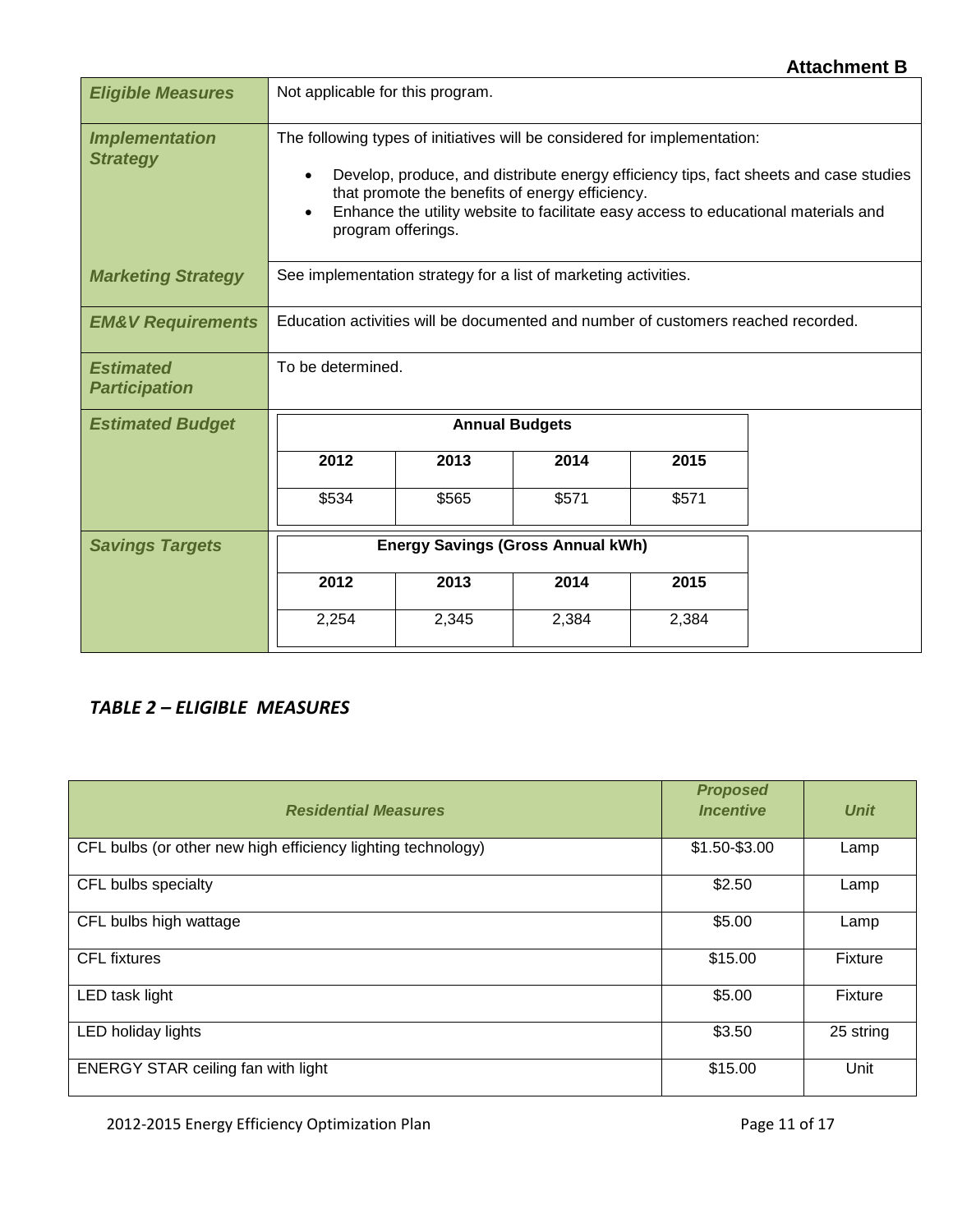**Attachment B**

| | |
|---|---|
| ***Eligible Measures*** | Not applicable for this program. |
| ***Implementation Strategy*** | The following types of initiatives will be considered for implementation:<br>• Develop, produce, and distribute energy efficiency tips, fact sheets and case studies that promote the benefits of energy efficiency.<br>• Enhance the utility website to facilitate easy access to educational materials and program offerings. |
| ***Marketing Strategy*** | See implementation strategy for a list of marketing activities. |
| ***EM&V Requirements*** | Education activities will be documented and number of customers reached recorded. |
| ***Estimated Participation*** | To be determined. |

***Estimated Budget***

| Annual Budgets | | | |
|---|---|---|---|
| **2012** | **2013** | **2014** | **2015** |
| $534 | $565 | $571 | $571 |

***Savings Targets***

| Energy Savings (Gross Annual kWh) | | | |
|---|---|---|---|
| **2012** | **2013** | **2014** | **2015** |
| 2,254 | 2,345 | 2,384 | 2,384 |

## *TABLE 2 – ELIGIBLE MEASURES*

| *Residential Measures* | *Proposed Incentive* | *Unit* |
|---|---|---|
| CFL bulbs (or other new high efficiency lighting technology) | $1.50-$3.00 | Lamp |
| CFL bulbs specialty | $2.50 | Lamp |
| CFL bulbs high wattage | $5.00 | Lamp |
| CFL fixtures | $15.00 | Fixture |
| LED task light | $5.00 | Fixture |
| LED holiday lights | $3.50 | 25 string |
| ENERGY STAR ceiling fan with light | $15.00 | Unit |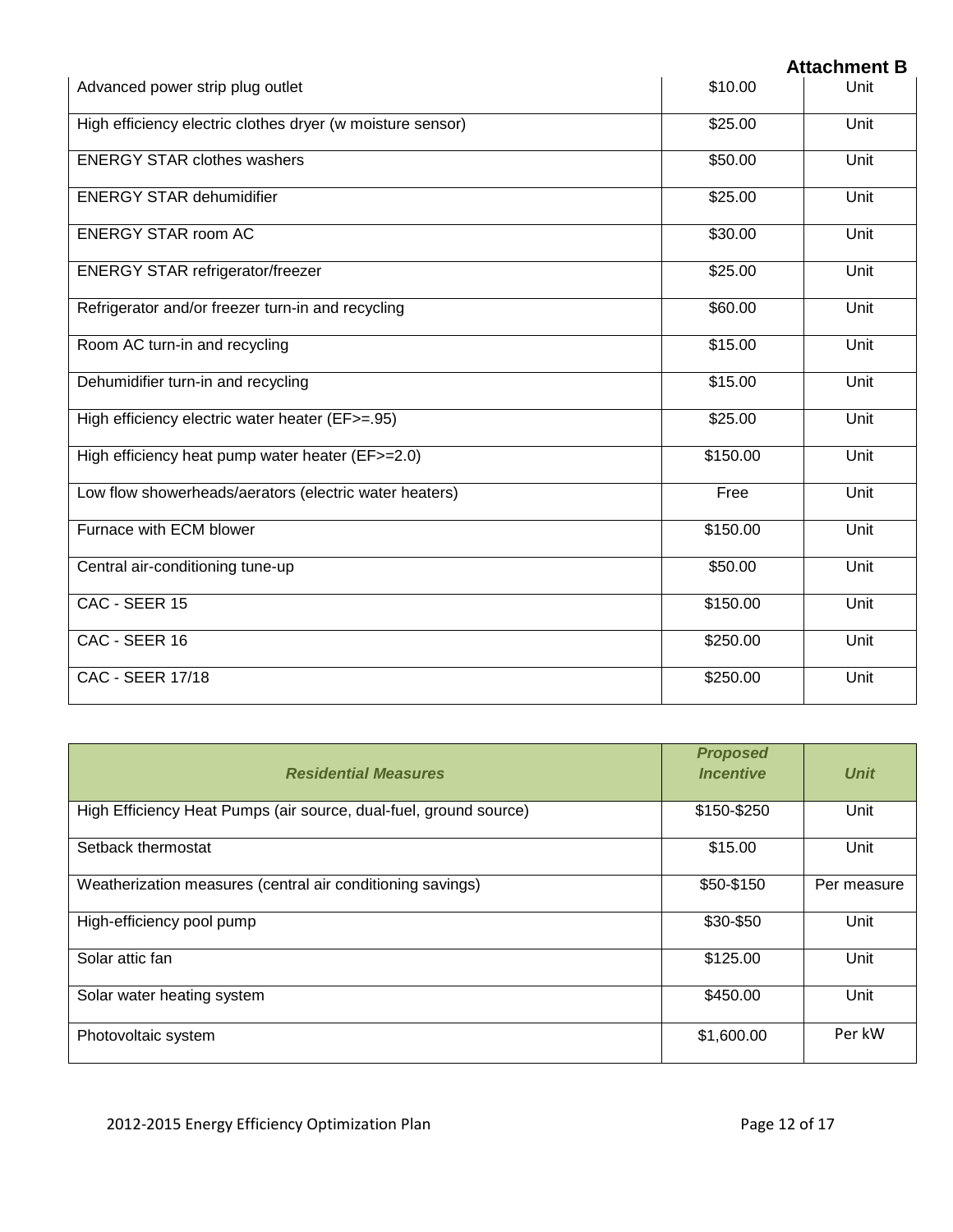**Attachment B**

| | | |
|---|---|---|
| Advanced power strip plug outlet | \$10.00 | Unit |
| High efficiency electric clothes dryer (w moisture sensor) | \$25.00 | Unit |
| ENERGY STAR clothes washers | \$50.00 | Unit |
| ENERGY STAR dehumidifier | \$25.00 | Unit |
| ENERGY STAR room AC | \$30.00 | Unit |
| ENERGY STAR refrigerator/freezer | \$25.00 | Unit |
| Refrigerator and/or freezer turn-in and recycling | \$60.00 | Unit |
| Room AC turn-in and recycling | \$15.00 | Unit |
| Dehumidifier turn-in and recycling | \$15.00 | Unit |
| High efficiency electric water heater (EF>=.95) | \$25.00 | Unit |
| High efficiency heat pump water heater (EF>=2.0) | \$150.00 | Unit |
| Low flow showerheads/aerators (electric water heaters) | Free | Unit |
| Furnace with ECM blower | \$150.00 | Unit |
| Central air-conditioning tune-up | \$50.00 | Unit |
| CAC - SEER 15 | \$150.00 | Unit |
| CAC - SEER 16 | \$250.00 | Unit |
| CAC - SEER 17/18 | \$250.00 | Unit |

| ***Residential Measures*** | ***Proposed Incentive*** | ***Unit*** |
|---|---|---|
| High Efficiency Heat Pumps (air source, dual-fuel, ground source) | \$150-\$250 | Unit |
| Setback thermostat | \$15.00 | Unit |
| Weatherization measures (central air conditioning savings) | \$50-\$150 | Per measure |
| High-efficiency pool pump | \$30-\$50 | Unit |
| Solar attic fan | \$125.00 | Unit |
| Solar water heating system | \$450.00 | Unit |
| Photovoltaic system | \$1,600.00 | Per kW |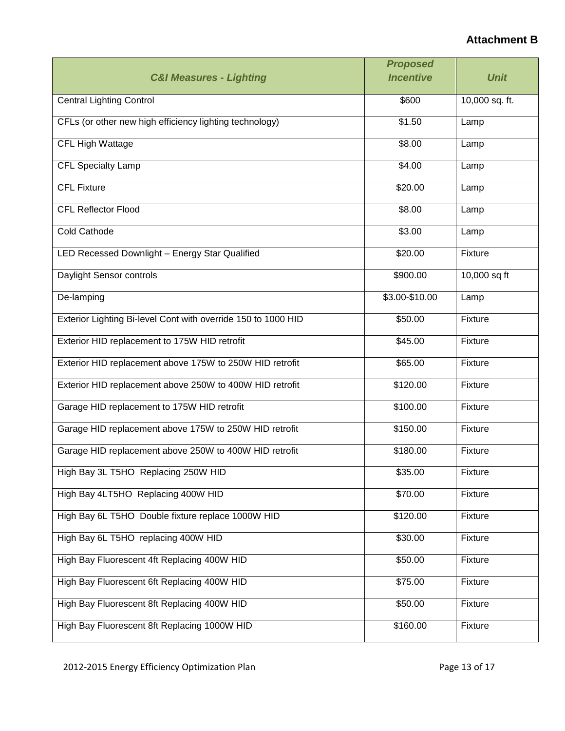**Attachment B**

| *C&I Measures - Lighting* | *Proposed Incentive* | *Unit* |
|---|---|---|
| Central Lighting Control | $600 | 10,000 sq. ft. |
| CFLs (or other new high efficiency lighting technology) | $1.50 | Lamp |
| CFL High Wattage | $8.00 | Lamp |
| CFL Specialty Lamp | $4.00 | Lamp |
| CFL Fixture | $20.00 | Lamp |
| CFL Reflector Flood | $8.00 | Lamp |
| Cold Cathode | $3.00 | Lamp |
| LED Recessed Downlight – Energy Star Qualified | $20.00 | Fixture |
| Daylight Sensor controls | $900.00 | 10,000 sq ft |
| De-lamping | $3.00-$10.00 | Lamp |
| Exterior Lighting Bi-level Cont with override 150 to 1000 HID | $50.00 | Fixture |
| Exterior HID replacement to 175W HID retrofit | $45.00 | Fixture |
| Exterior HID replacement above 175W to 250W HID retrofit | $65.00 | Fixture |
| Exterior HID replacement above 250W to 400W HID retrofit | $120.00 | Fixture |
| Garage HID replacement to 175W HID retrofit | $100.00 | Fixture |
| Garage HID replacement above 175W to 250W HID retrofit | $150.00 | Fixture |
| Garage HID replacement above 250W to 400W HID retrofit | $180.00 | Fixture |
| High Bay 3L T5HO Replacing 250W HID | $35.00 | Fixture |
| High Bay 4LT5HO Replacing 400W HID | $70.00 | Fixture |
| High Bay 6L T5HO Double fixture replace 1000W HID | $120.00 | Fixture |
| High Bay 6L T5HO replacing 400W HID | $30.00 | Fixture |
| High Bay Fluorescent 4ft Replacing 400W HID | $50.00 | Fixture |
| High Bay Fluorescent 6ft Replacing 400W HID | $75.00 | Fixture |
| High Bay Fluorescent 8ft Replacing 400W HID | $50.00 | Fixture |
| High Bay Fluorescent 8ft Replacing 1000W HID | $160.00 | Fixture |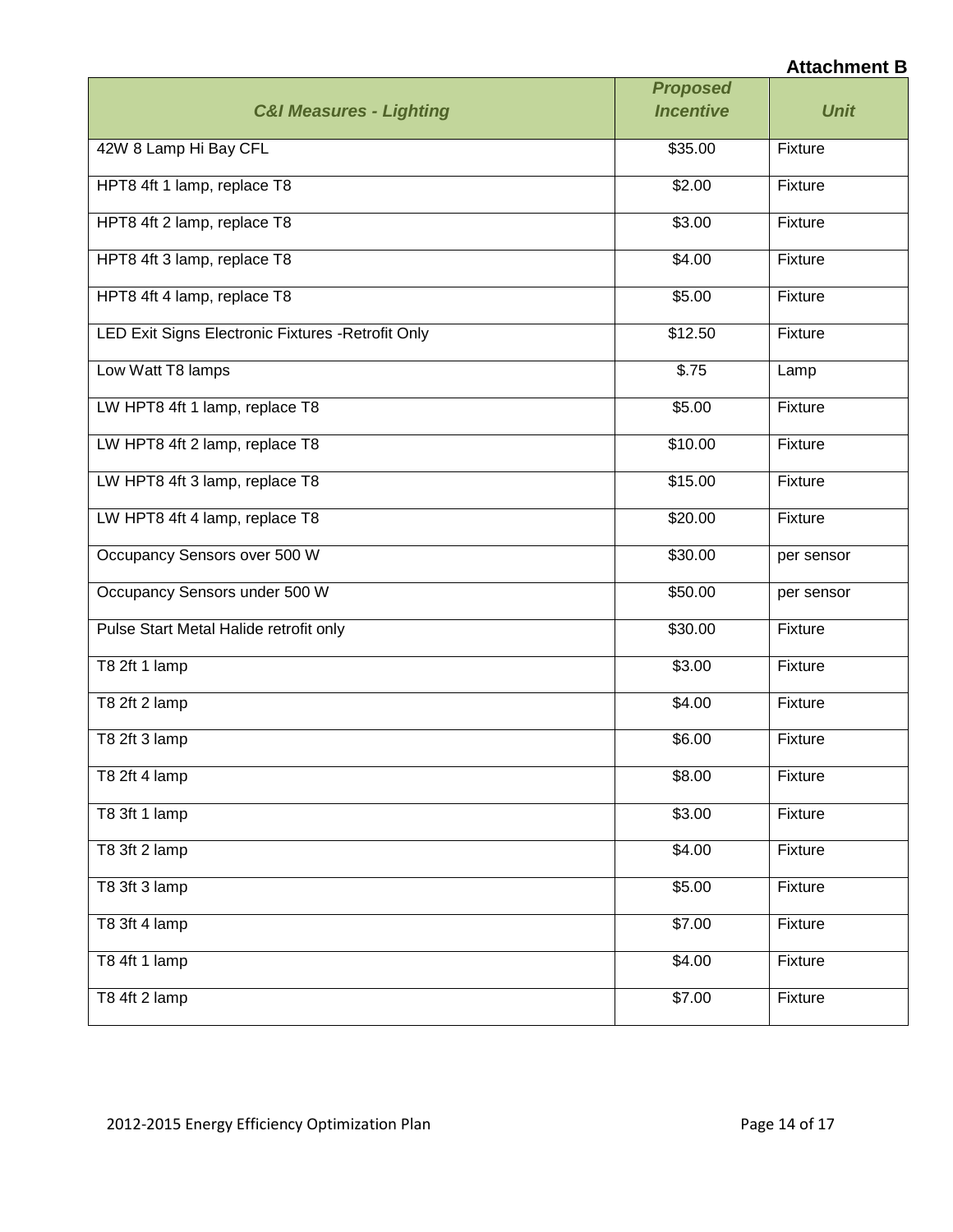**Attachment B**

| *C&I Measures - Lighting* | *Proposed Incentive* | *Unit* |
|---|---|---|
| 42W 8 Lamp Hi Bay CFL | $35.00 | Fixture |
| HPT8 4ft 1 lamp, replace T8 | $2.00 | Fixture |
| HPT8 4ft 2 lamp, replace T8 | $3.00 | Fixture |
| HPT8 4ft 3 lamp, replace T8 | $4.00 | Fixture |
| HPT8 4ft 4 lamp, replace T8 | $5.00 | Fixture |
| LED Exit Signs Electronic Fixtures -Retrofit Only | $12.50 | Fixture |
| Low Watt T8 lamps | $.75 | Lamp |
| LW HPT8 4ft 1 lamp, replace T8 | $5.00 | Fixture |
| LW HPT8 4ft 2 lamp, replace T8 | $10.00 | Fixture |
| LW HPT8 4ft 3 lamp, replace T8 | $15.00 | Fixture |
| LW HPT8 4ft 4 lamp, replace T8 | $20.00 | Fixture |
| Occupancy Sensors over 500 W | $30.00 | per sensor |
| Occupancy Sensors under 500 W | $50.00 | per sensor |
| Pulse Start Metal Halide retrofit only | $30.00 | Fixture |
| T8 2ft 1 lamp | $3.00 | Fixture |
| T8 2ft 2 lamp | $4.00 | Fixture |
| T8 2ft 3 lamp | $6.00 | Fixture |
| T8 2ft 4 lamp | $8.00 | Fixture |
| T8 3ft 1 lamp | $3.00 | Fixture |
| T8 3ft 2 lamp | $4.00 | Fixture |
| T8 3ft 3 lamp | $5.00 | Fixture |
| T8 3ft 4 lamp | $7.00 | Fixture |
| T8 4ft 1 lamp | $4.00 | Fixture |
| T8 4ft 2 lamp | $7.00 | Fixture |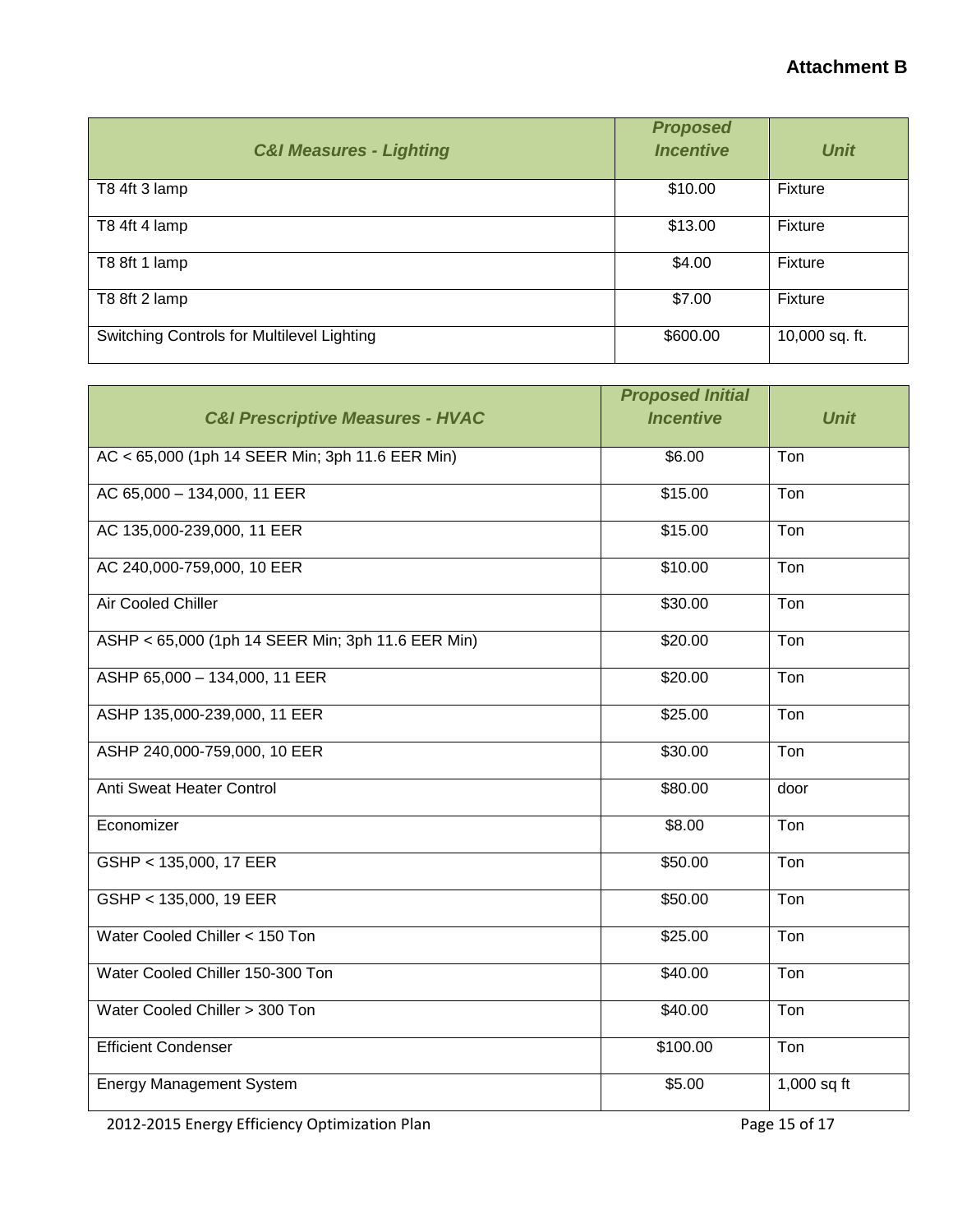**Attachment B**

| *C&I Measures - Lighting* | *Proposed Incentive* | *Unit* |
|---|---|---|
| T8 4ft 3 lamp | \$10.00 | Fixture |
| T8 4ft 4 lamp | \$13.00 | Fixture |
| T8 8ft 1 lamp | \$4.00 | Fixture |
| T8 8ft 2 lamp | \$7.00 | Fixture |
| Switching Controls for Multilevel Lighting | \$600.00 | 10,000 sq. ft. |

| *C&I Prescriptive Measures - HVAC* | *Proposed Initial Incentive* | *Unit* |
|---|---|---|
| AC < 65,000 (1ph 14 SEER Min; 3ph 11.6 EER Min) | \$6.00 | Ton |
| AC 65,000 – 134,000, 11 EER | \$15.00 | Ton |
| AC 135,000-239,000, 11 EER | \$15.00 | Ton |
| AC 240,000-759,000, 10 EER | \$10.00 | Ton |
| Air Cooled Chiller | \$30.00 | Ton |
| ASHP < 65,000 (1ph 14 SEER Min; 3ph 11.6 EER Min) | \$20.00 | Ton |
| ASHP 65,000 – 134,000, 11 EER | \$20.00 | Ton |
| ASHP 135,000-239,000, 11 EER | \$25.00 | Ton |
| ASHP 240,000-759,000, 10 EER | \$30.00 | Ton |
| Anti Sweat Heater Control | \$80.00 | door |
| Economizer | \$8.00 | Ton |
| GSHP < 135,000, 17 EER | \$50.00 | Ton |
| GSHP < 135,000, 19 EER | \$50.00 | Ton |
| Water Cooled Chiller < 150 Ton | \$25.00 | Ton |
| Water Cooled Chiller 150-300 Ton | \$40.00 | Ton |
| Water Cooled Chiller > 300 Ton | \$40.00 | Ton |
| Efficient Condenser | \$100.00 | Ton |
| Energy Management System | \$5.00 | 1,000 sq ft |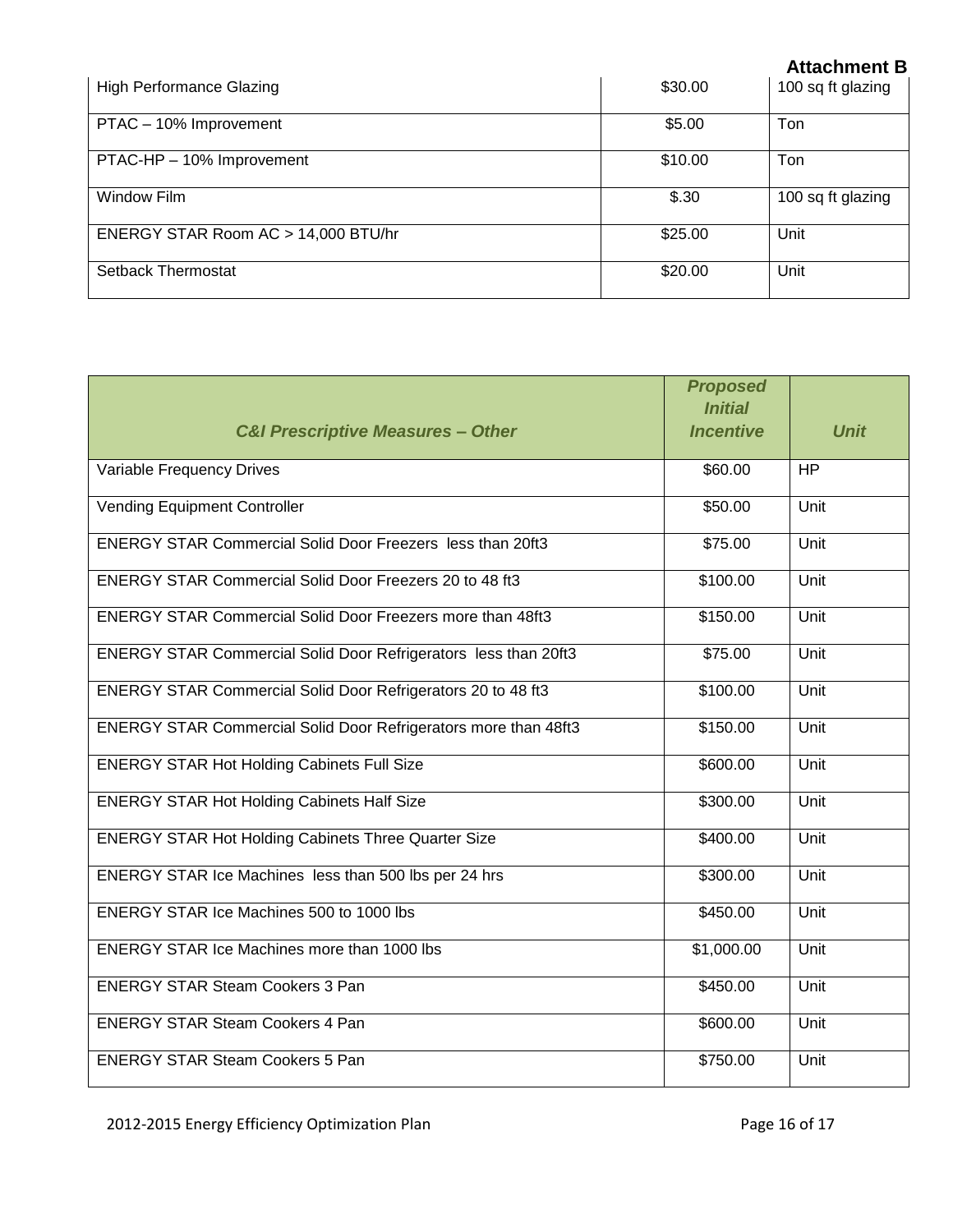**Attachment B**

| | | |
|---|---|---|
| High Performance Glazing | $30.00 | 100 sq ft glazing |
| PTAC – 10% Improvement | $5.00 | Ton |
| PTAC-HP – 10% Improvement | $10.00 | Ton |
| Window Film | $.30 | 100 sq ft glazing |
| ENERGY STAR Room AC > 14,000 BTU/hr | $25.00 | Unit |
| Setback Thermostat | $20.00 | Unit |

| ***C&I Prescriptive Measures – Other*** | ***Proposed Initial Incentive*** | ***Unit*** |
|---|---|---|
| Variable Frequency Drives | $60.00 | HP |
| Vending Equipment Controller | $50.00 | Unit |
| ENERGY STAR Commercial Solid Door Freezers less than 20ft3 | $75.00 | Unit |
| ENERGY STAR Commercial Solid Door Freezers 20 to 48 ft3 | $100.00 | Unit |
| ENERGY STAR Commercial Solid Door Freezers more than 48ft3 | $150.00 | Unit |
| ENERGY STAR Commercial Solid Door Refrigerators less than 20ft3 | $75.00 | Unit |
| ENERGY STAR Commercial Solid Door Refrigerators 20 to 48 ft3 | $100.00 | Unit |
| ENERGY STAR Commercial Solid Door Refrigerators more than 48ft3 | $150.00 | Unit |
| ENERGY STAR Hot Holding Cabinets Full Size | $600.00 | Unit |
| ENERGY STAR Hot Holding Cabinets Half Size | $300.00 | Unit |
| ENERGY STAR Hot Holding Cabinets Three Quarter Size | $400.00 | Unit |
| ENERGY STAR Ice Machines less than 500 lbs per 24 hrs | $300.00 | Unit |
| ENERGY STAR Ice Machines 500 to 1000 lbs | $450.00 | Unit |
| ENERGY STAR Ice Machines more than 1000 lbs | $1,000.00 | Unit |
| ENERGY STAR Steam Cookers 3 Pan | $450.00 | Unit |
| ENERGY STAR Steam Cookers 4 Pan | $600.00 | Unit |
| ENERGY STAR Steam Cookers 5 Pan | $750.00 | Unit |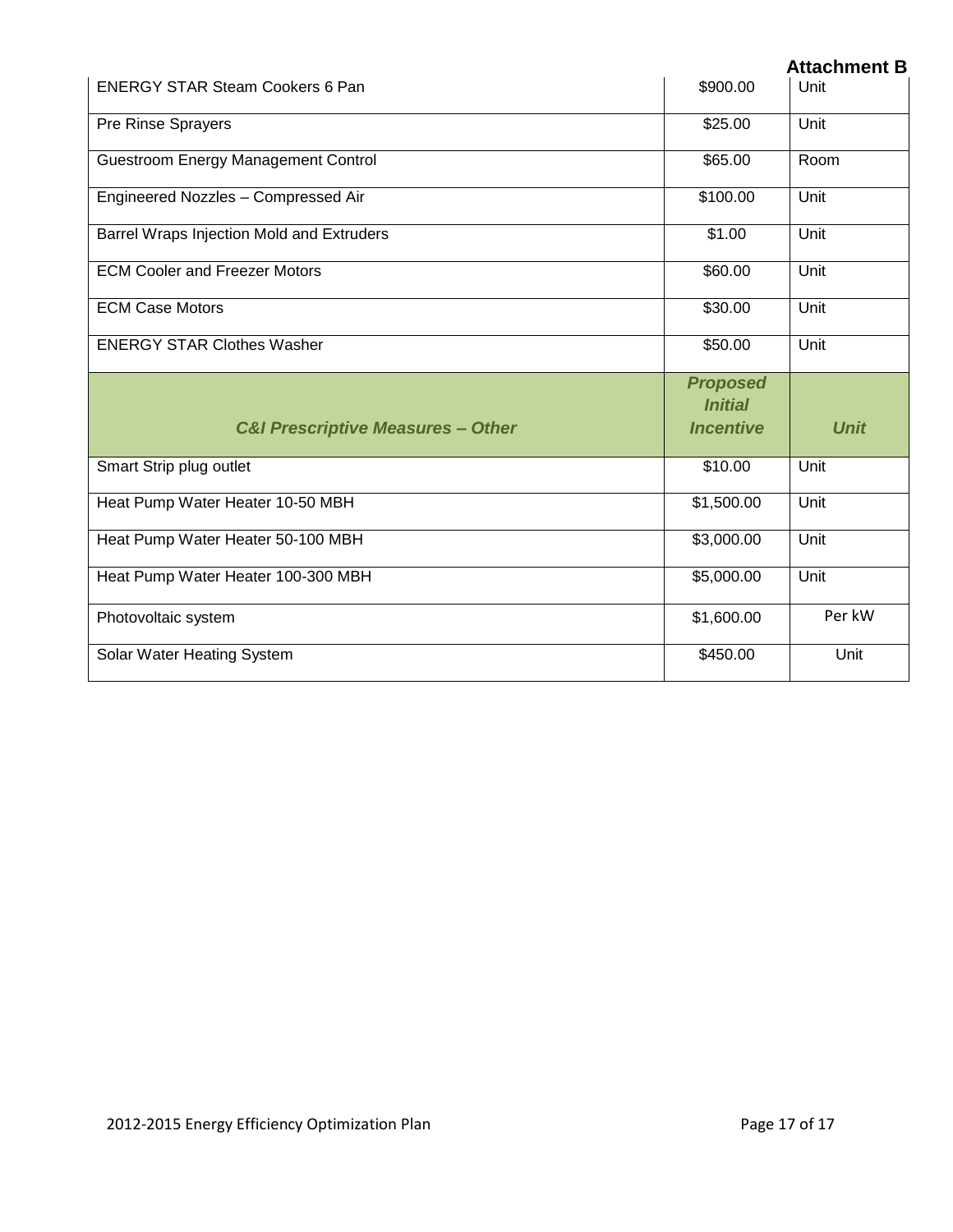**Attachment B**

| | | |
|---|---|---|
| ENERGY STAR Steam Cookers 6 Pan | $900.00 | Unit |
| Pre Rinse Sprayers | $25.00 | Unit |
| Guestroom Energy Management Control | $65.00 | Room |
| Engineered Nozzles – Compressed Air | $100.00 | Unit |
| Barrel Wraps Injection Mold and Extruders | $1.00 | Unit |
| ECM Cooler and Freezer Motors | $60.00 | Unit |
| ECM Case Motors | $30.00 | Unit |
| ENERGY STAR Clothes Washer | $50.00 | Unit |
| ***C&I Prescriptive Measures – Other*** | ***Proposed Initial Incentive*** | ***Unit*** |
| Smart Strip plug outlet | $10.00 | Unit |
| Heat Pump Water Heater 10-50 MBH | $1,500.00 | Unit |
| Heat Pump Water Heater 50-100 MBH | $3,000.00 | Unit |
| Heat Pump Water Heater 100-300 MBH | $5,000.00 | Unit |
| Photovoltaic system | $1,600.00 | Per kW |
| Solar Water Heating System | $450.00 | Unit |